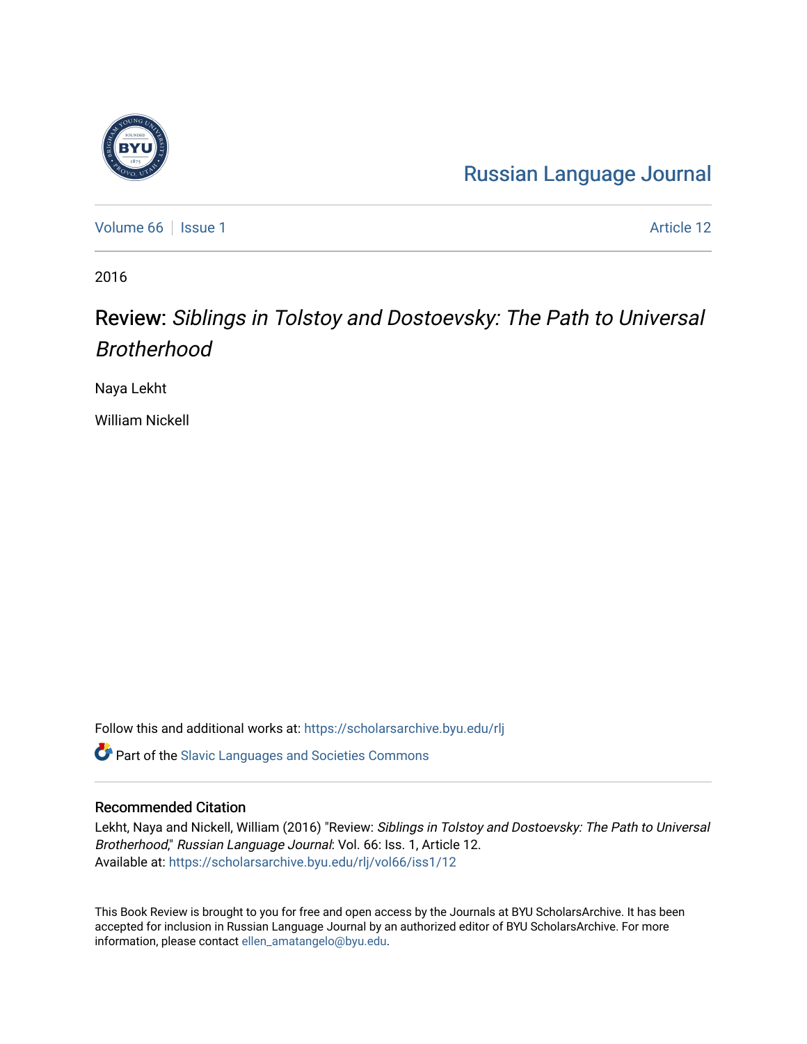Russian Language Journal

Volume 66 | Issue 1 | Article 12

2016

# Review: *Siblings in Tolstoy and Dostoevsky: The Path to Universal Brotherhood*

Naya Lekht

William Nickell

Follow this and additional works at: https://scholarsarchive.byu.edu/rlj

Part of the Slavic Languages and Societies Commons

## Recommended Citation

Lekht, Naya and Nickell, William (2016) "Review: *Siblings in Tolstoy and Dostoevsky: The Path to Universal Brotherhood*," *Russian Language Journal*: Vol. 66: Iss. 1, Article 12.
Available at: https://scholarsarchive.byu.edu/rlj/vol66/iss1/12

This Book Review is brought to you for free and open access by the Journals at BYU ScholarsArchive. It has been accepted for inclusion in Russian Language Journal by an authorized editor of BYU ScholarsArchive. For more information, please contact ellen_amatangelo@byu.edu.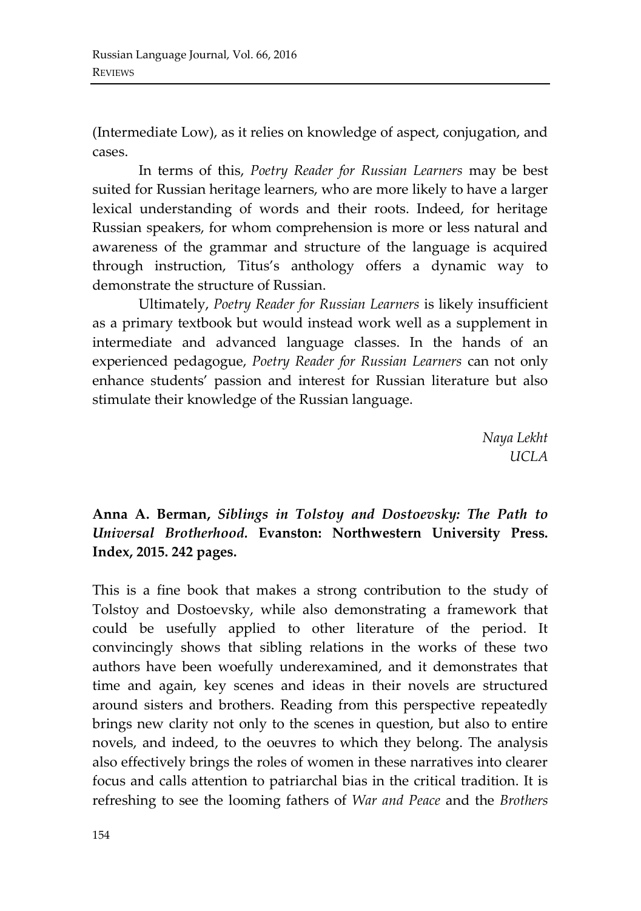(Intermediate Low), as it relies on knowledge of aspect, conjugation, and cases.

In terms of this, *Poetry Reader for Russian Learners* may be best suited for Russian heritage learners, who are more likely to have a larger lexical understanding of words and their roots. Indeed, for heritage Russian speakers, for whom comprehension is more or less natural and awareness of the grammar and structure of the language is acquired through instruction, Titus's anthology offers a dynamic way to demonstrate the structure of Russian.

Ultimately, *Poetry Reader for Russian Learners* is likely insufficient as a primary textbook but would instead work well as a supplement in intermediate and advanced language classes. In the hands of an experienced pedagogue, *Poetry Reader for Russian Learners* can not only enhance students' passion and interest for Russian literature but also stimulate their knowledge of the Russian language.

*Naya Lekht*
*UCLA*

**Anna A. Berman, *Siblings in Tolstoy and Dostoevsky: The Path to Universal Brotherhood*. Evanston: Northwestern University Press. Index, 2015. 242 pages.**

This is a fine book that makes a strong contribution to the study of Tolstoy and Dostoevsky, while also demonstrating a framework that could be usefully applied to other literature of the period. It convincingly shows that sibling relations in the works of these two authors have been woefully underexamined, and it demonstrates that time and again, key scenes and ideas in their novels are structured around sisters and brothers. Reading from this perspective repeatedly brings new clarity not only to the scenes in question, but also to entire novels, and indeed, to the oeuvres to which they belong. The analysis also effectively brings the roles of women in these narratives into clearer focus and calls attention to patriarchal bias in the critical tradition. It is refreshing to see the looming fathers of *War and Peace* and the *Brothers*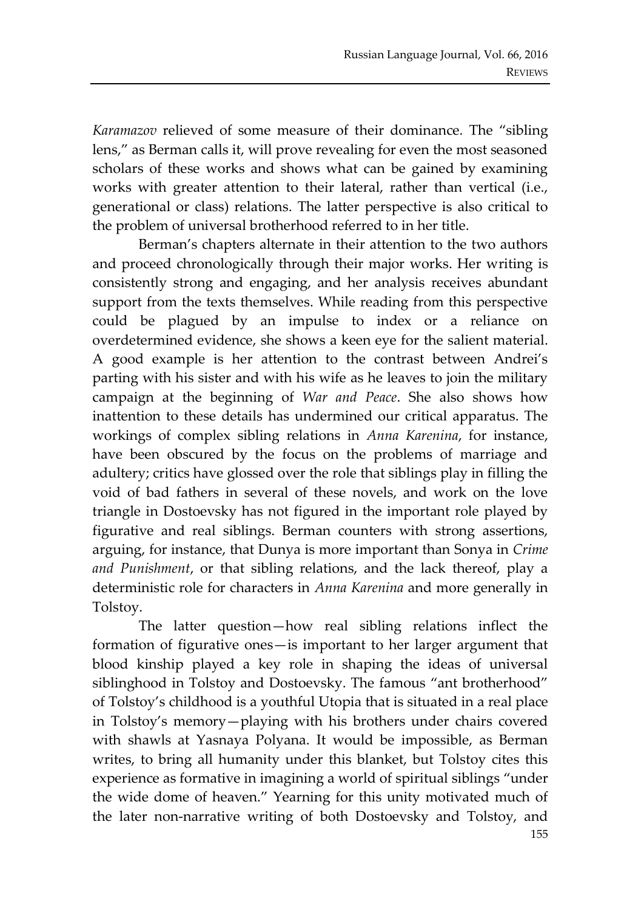*Karamazov* relieved of some measure of their dominance. The "sibling lens," as Berman calls it, will prove revealing for even the most seasoned scholars of these works and shows what can be gained by examining works with greater attention to their lateral, rather than vertical (i.e., generational or class) relations. The latter perspective is also critical to the problem of universal brotherhood referred to in her title.

Berman's chapters alternate in their attention to the two authors and proceed chronologically through their major works. Her writing is consistently strong and engaging, and her analysis receives abundant support from the texts themselves. While reading from this perspective could be plagued by an impulse to index or a reliance on overdetermined evidence, she shows a keen eye for the salient material. A good example is her attention to the contrast between Andrei's parting with his sister and with his wife as he leaves to join the military campaign at the beginning of *War and Peace*. She also shows how inattention to these details has undermined our critical apparatus. The workings of complex sibling relations in *Anna Karenina*, for instance, have been obscured by the focus on the problems of marriage and adultery; critics have glossed over the role that siblings play in filling the void of bad fathers in several of these novels, and work on the love triangle in Dostoevsky has not figured in the important role played by figurative and real siblings. Berman counters with strong assertions, arguing, for instance, that Dunya is more important than Sonya in *Crime and Punishment*, or that sibling relations, and the lack thereof, play a deterministic role for characters in *Anna Karenina* and more generally in Tolstoy.

The latter question—how real sibling relations inflect the formation of figurative ones—is important to her larger argument that blood kinship played a key role in shaping the ideas of universal siblinghood in Tolstoy and Dostoevsky. The famous "ant brotherhood" of Tolstoy's childhood is a youthful Utopia that is situated in a real place in Tolstoy's memory—playing with his brothers under chairs covered with shawls at Yasnaya Polyana. It would be impossible, as Berman writes, to bring all humanity under this blanket, but Tolstoy cites this experience as formative in imagining a world of spiritual siblings "under the wide dome of heaven." Yearning for this unity motivated much of the later non-narrative writing of both Dostoevsky and Tolstoy, and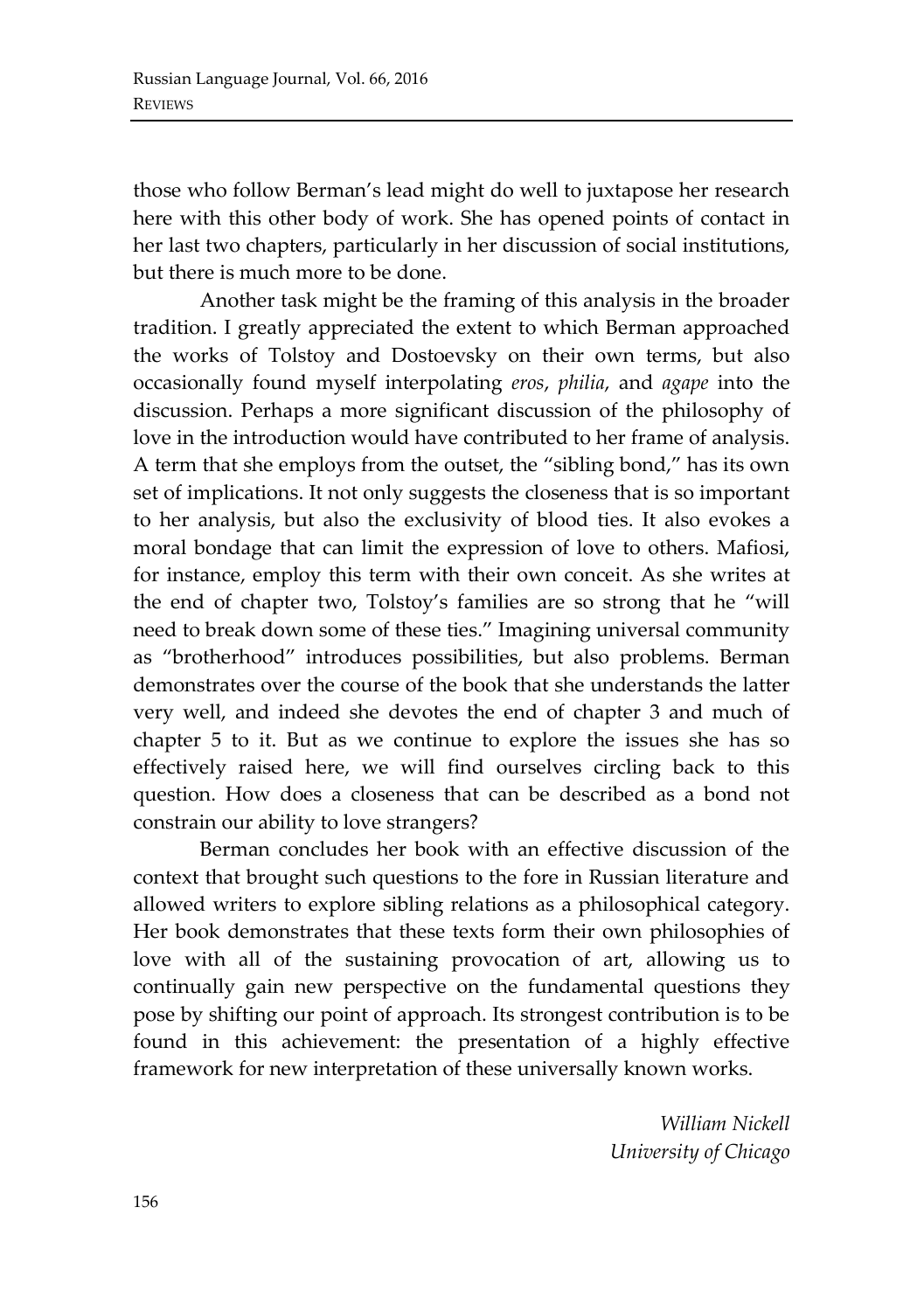those who follow Berman's lead might do well to juxtapose her research here with this other body of work. She has opened points of contact in her last two chapters, particularly in her discussion of social institutions, but there is much more to be done.

Another task might be the framing of this analysis in the broader tradition. I greatly appreciated the extent to which Berman approached the works of Tolstoy and Dostoevsky on their own terms, but also occasionally found myself interpolating *eros*, *philia*, and *agape* into the discussion. Perhaps a more significant discussion of the philosophy of love in the introduction would have contributed to her frame of analysis. A term that she employs from the outset, the "sibling bond," has its own set of implications. It not only suggests the closeness that is so important to her analysis, but also the exclusivity of blood ties. It also evokes a moral bondage that can limit the expression of love to others. Mafiosi, for instance, employ this term with their own conceit. As she writes at the end of chapter two, Tolstoy's families are so strong that he "will need to break down some of these ties." Imagining universal community as "brotherhood" introduces possibilities, but also problems. Berman demonstrates over the course of the book that she understands the latter very well, and indeed she devotes the end of chapter 3 and much of chapter 5 to it. But as we continue to explore the issues she has so effectively raised here, we will find ourselves circling back to this question. How does a closeness that can be described as a bond not constrain our ability to love strangers?

Berman concludes her book with an effective discussion of the context that brought such questions to the fore in Russian literature and allowed writers to explore sibling relations as a philosophical category. Her book demonstrates that these texts form their own philosophies of love with all of the sustaining provocation of art, allowing us to continually gain new perspective on the fundamental questions they pose by shifting our point of approach. Its strongest contribution is to be found in this achievement: the presentation of a highly effective framework for new interpretation of these universally known works.

*William Nickell*
*University of Chicago*